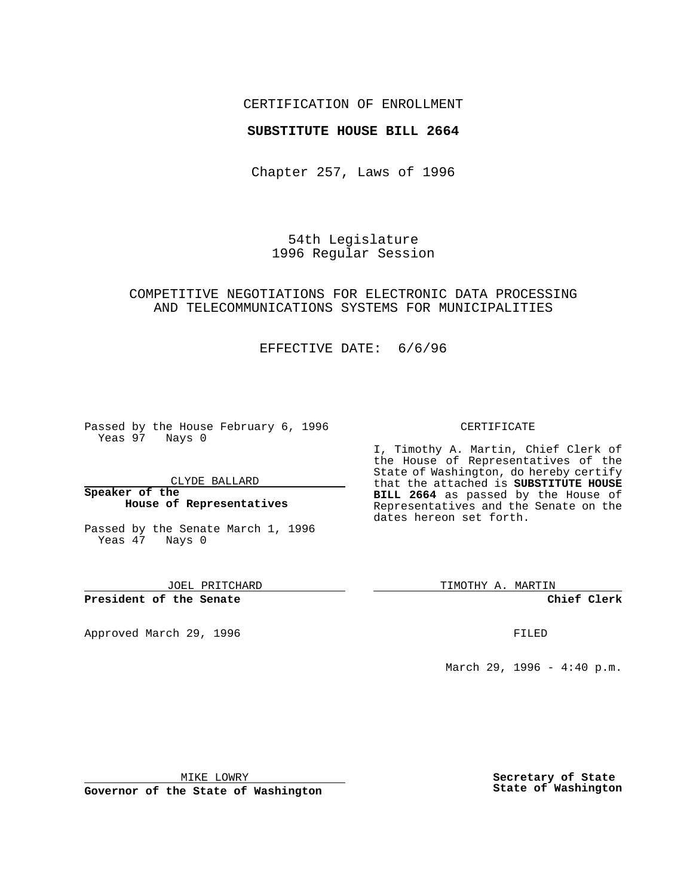CERTIFICATION OF ENROLLMENT

**SUBSTITUTE HOUSE BILL 2664**

Chapter 257, Laws of 1996

54th Legislature
1996 Regular Session

COMPETITIVE NEGOTIATIONS FOR ELECTRONIC DATA PROCESSING AND TELECOMMUNICATIONS SYSTEMS FOR MUNICIPALITIES

EFFECTIVE DATE: 6/6/96

Passed by the House February 6, 1996
Yeas 97 Nays 0

CLYDE BALLARD

**Speaker of the House of Representatives**

Passed by the Senate March 1, 1996
Yeas 47 Nays 0

JOEL PRITCHARD

**President of the Senate**

Approved March 29, 1996

MIKE LOWRY

**Governor of the State of Washington**

CERTIFICATE

I, Timothy A. Martin, Chief Clerk of the House of Representatives of the State of Washington, do hereby certify that the attached is **SUBSTITUTE HOUSE BILL 2664** as passed by the House of Representatives and the Senate on the dates hereon set forth.

TIMOTHY A. MARTIN

**Chief Clerk**

FILED

March 29, 1996 - 4:40 p.m.

**Secretary of State**
**State of Washington**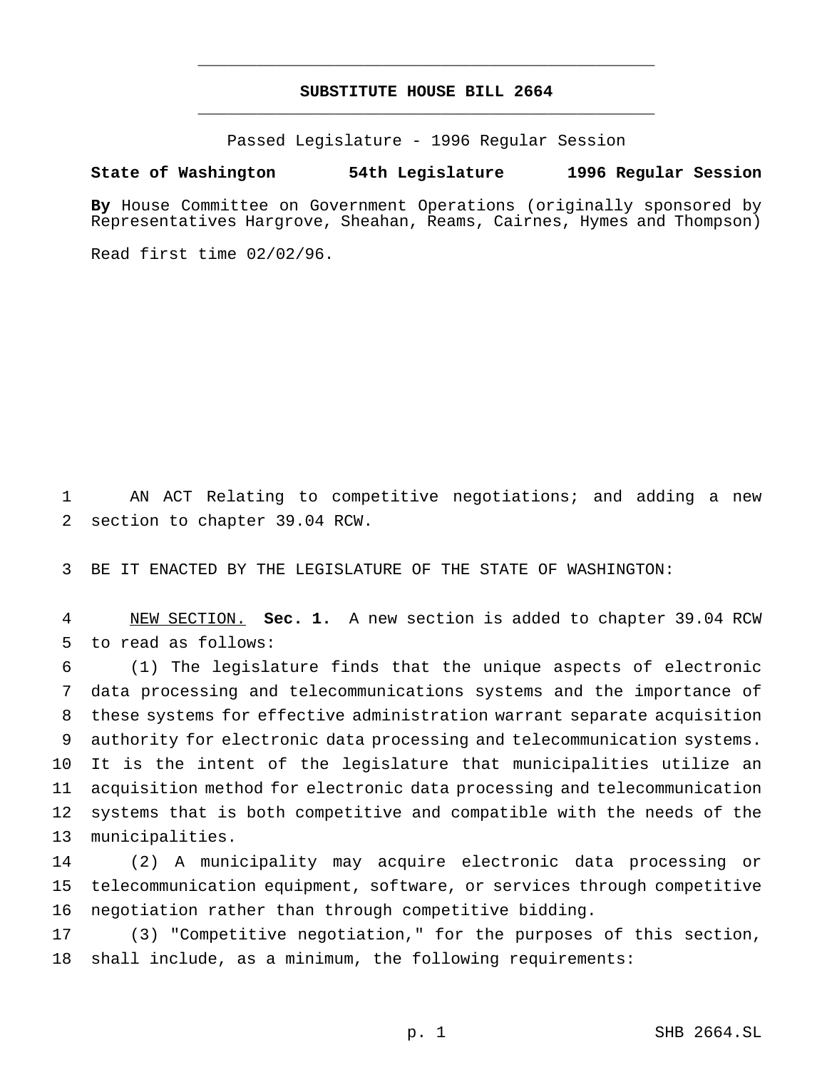# SUBSTITUTE HOUSE BILL 2664

Passed Legislature - 1996 Regular Session

**State of Washington 54th Legislature 1996 Regular Session**

**By** House Committee on Government Operations (originally sponsored by Representatives Hargrove, Sheahan, Reams, Cairnes, Hymes and Thompson)

Read first time 02/02/96.

1 AN ACT Relating to competitive negotiations; and adding a new 2 section to chapter 39.04 RCW.

3 BE IT ENACTED BY THE LEGISLATURE OF THE STATE OF WASHINGTON:

4 NEW SECTION. **Sec. 1.** A new section is added to chapter 39.04 RCW 5 to read as follows:

6 (1) The legislature finds that the unique aspects of electronic 7 data processing and telecommunications systems and the importance of 8 these systems for effective administration warrant separate acquisition 9 authority for electronic data processing and telecommunication systems. 10 It is the intent of the legislature that municipalities utilize an 11 acquisition method for electronic data processing and telecommunication 12 systems that is both competitive and compatible with the needs of the 13 municipalities.

14 (2) A municipality may acquire electronic data processing or 15 telecommunication equipment, software, or services through competitive 16 negotiation rather than through competitive bidding.

17 (3) "Competitive negotiation," for the purposes of this section, 18 shall include, as a minimum, the following requirements: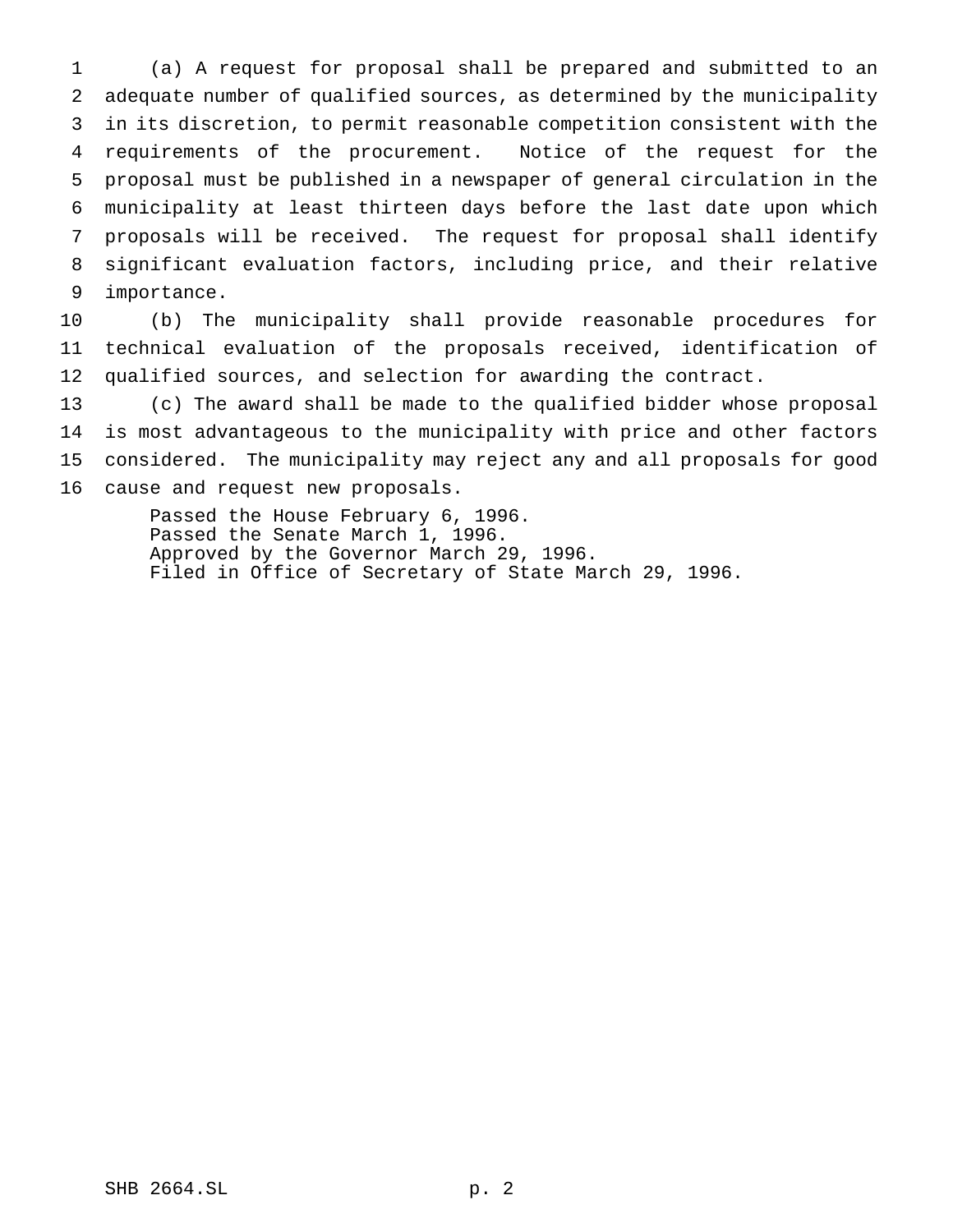(a) A request for proposal shall be prepared and submitted to an adequate number of qualified sources, as determined by the municipality in its discretion, to permit reasonable competition consistent with the requirements of the procurement. Notice of the request for the proposal must be published in a newspaper of general circulation in the municipality at least thirteen days before the last date upon which proposals will be received. The request for proposal shall identify significant evaluation factors, including price, and their relative importance.

(b) The municipality shall provide reasonable procedures for technical evaluation of the proposals received, identification of qualified sources, and selection for awarding the contract.

(c) The award shall be made to the qualified bidder whose proposal is most advantageous to the municipality with price and other factors considered. The municipality may reject any and all proposals for good cause and request new proposals.

Passed the House February 6, 1996.
Passed the Senate March 1, 1996.
Approved by the Governor March 29, 1996.
Filed in Office of Secretary of State March 29, 1996.